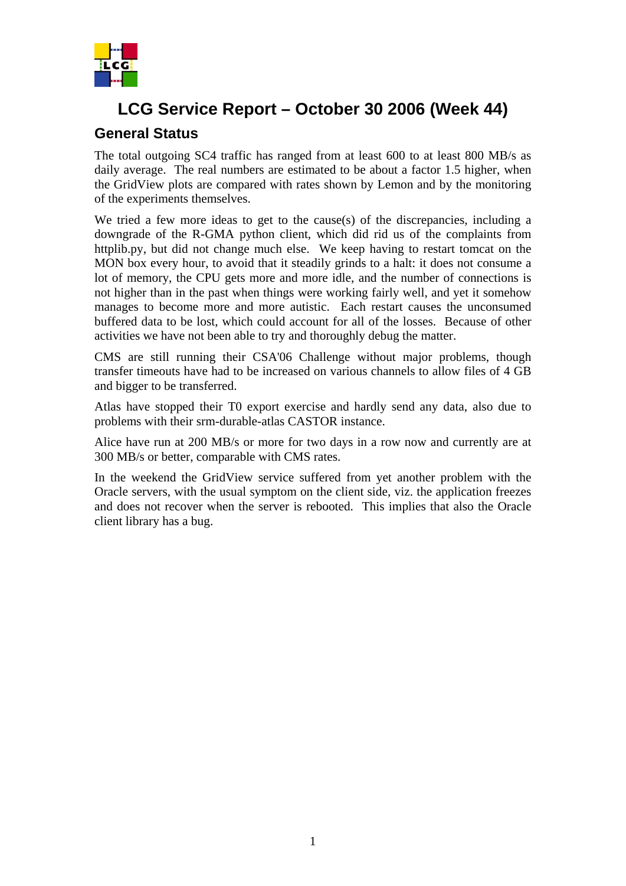# LCG Service Report – October 30 2006 (Week 44)

## General Status

The total outgoing SC4 traffic has ranged from at least 600 to at least 800 MB/s as daily average. The real numbers are estimated to be about a factor 1.5 higher, when the GridView plots are compared with rates shown by Lemon and by the monitoring of the experiments themselves.

We tried a few more ideas to get to the cause(s) of the discrepancies, including a downgrade of the R-GMA python client, which did rid us of the complaints from httplib.py, but did not change much else. We keep having to restart tomcat on the MON box every hour, to avoid that it steadily grinds to a halt: it does not consume a lot of memory, the CPU gets more and more idle, and the number of connections is not higher than in the past when things were working fairly well, and yet it somehow manages to become more and more autistic. Each restart causes the unconsumed buffered data to be lost, which could account for all of the losses. Because of other activities we have not been able to try and thoroughly debug the matter.

CMS are still running their CSA'06 Challenge without major problems, though transfer timeouts have had to be increased on various channels to allow files of 4 GB and bigger to be transferred.

Atlas have stopped their T0 export exercise and hardly send any data, also due to problems with their srm-durable-atlas CASTOR instance.

Alice have run at 200 MB/s or more for two days in a row now and currently are at 300 MB/s or better, comparable with CMS rates.

In the weekend the GridView service suffered from yet another problem with the Oracle servers, with the usual symptom on the client side, viz. the application freezes and does not recover when the server is rebooted. This implies that also the Oracle client library has a bug.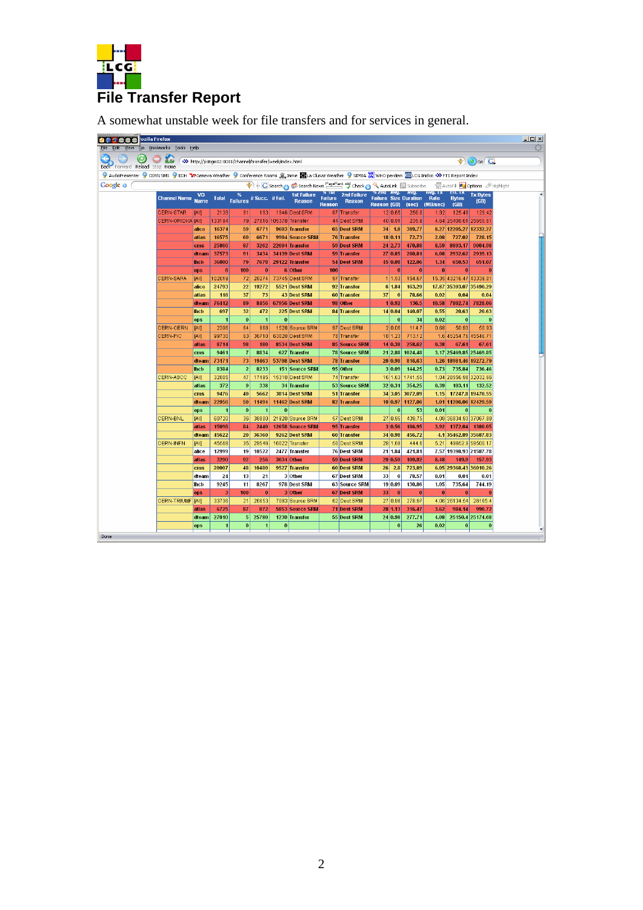# File Transfer Report

A somewhat unstable week for file transfers and for services in general.

| Channel Name | VO Name | Total | % Failures | # Succ. | # Fail. | 1st Failure Reason | % 1st Failure Reason | 2nd Failure Reason | % 2nd Failure Reason | Avg. Size (GB) | Avg. Duration (sec) | Avg. Tx Rate (MB/sec) | Eff. Tx Bytes (GB) | Tx Bytes (GB) |
|---|---|---|---|---|---|---|---|---|---|---|---|---|---|---|
| CERN-STAR | [All] | 2139 | 91 | 193 | 1946 | Dest SRM | 87 | Transfer | 12 | 0.65 | 250.8 | 1.92 | 125.48 | 128.42 |
| CERN-GRIDKA | [All] | 133194 | 79 | 27816 | 105378 | Transfer | 44 | Dest SRM | 40 | 0.91 | 236.8 | 4.64 | 25408.61 | 25655.81 |
| | alice | 10374 | 59 | 6771 | 9603 | Transfer | 65 | Dest SRM | 34 | 1.8 | 389.77 | 8.27 | 12205.27 | 12332.27 |
| | atlas | 16575 | 60 | 6671 | 9904 | Source SRM | 76 | Transfer | 20 | 0.11 | 72.73 | 2.08 | 727.02 | 728.15 |
| | cms | 25866 | 87 | 3262 | 22604 | Transfer | 59 | Dest SRM | 24 | 2.73 | 470.88 | 8.59 | 8893.17 | 9004.98 |
| | dteam | 37573 | 91 | 3434 | 34139 | Dest SRM | 59 | Transfer | 27 | 0.85 | 200.81 | 6.08 | 2932.62 | 2939.13 |
| | lhcb | 36800 | 79 | 7678 | 29122 | Transfer | 54 | Dest SRM | 45 | 0.08 | 122.06 | 1.34 | 650.53 | 651.07 |
| | ops | 6 | 100 | 0 | 6 | Other | 100 | | | 0 | 0 | 0 | 0 | 0 |
| CERN-SARA | [All] | 102019 | 72 | 28274 | 73745 | Dest SRM | 97 | Transfer | 1 | 1.53 | 154.67 | 15.35 | 43216.47 | 43338.01 |
| | alice | 24793 | 22 | 19272 | 5521 | Dest SRM | 92 | Transfer | 6 | 1.84 | 163.29 | 17.87 | 35393.07 | 35490.29 |
| | atlas | 116 | 37 | 73 | 43 | Dest SRM | 60 | Transfer | 37 | 0 | 78.66 | 0.02 | 0.04 | 0.04 |
| | dteam | 76412 | 89 | 8456 | 67956 | Dest SRM | 98 | Other | 1 | 0.92 | 136.5 | 10.58 | 7802.74 | 7828.06 |
| | lhcb | 697 | 32 | 472 | 225 | Dest SRM | 84 | Transfer | 14 | 0.04 | 140.07 | 0.55 | 20.63 | 20.63 |
| | ops | 1 | 0 | 1 | 0 | | | | | 0 | 34 | 0.02 | 0 | 0 |
| CERN-CERN | [All] | 2396 | 64 | 868 | 1528 | Source SRM | 97 | Dest SRM | 2 | 0.06 | 114.7 | 0.68 | 50.93 | 50.93 |
| CERN-PIC | [All] | 99730 | 63 | 36710 | 63020 | Dest SRM | 78 | Transfer | 18 | 1.23 | 713.12 | 1.6 | 45254.76 | 45546.71 |
| | atlas | 8714 | 98 | 180 | 8534 | Dest SRM | 85 | Source SRM | 14 | 0.38 | 258.62 | 0.38 | 67.61 | 67.61 |
| | cms | 9461 | 7 | 8834 | 627 | Transfer | 78 | Source SRM | 21 | 2.88 | 1024.48 | 3.17 | 25469.85 | 25469.85 |
| | dteam | 73171 | 73 | 19463 | 53708 | Dest SRM | 78 | Transfer | 20 | 0.98 | 816.63 | 1.26 | 18981.46 | 19272.79 |
| | lhcb | 8384 | 2 | 8233 | 151 | Source SRM | 95 | Other | 3 | 0.09 | 144.25 | 0.73 | 735.84 | 736.46 |
| CERN-ASCC | [All] | 32805 | 47 | 17495 | 15310 | Dest SRM | 74 | Transfer | 16 | 1.63 | 1741.55 | 1.04 | 28556.98 | 32032.66 |
| | atlas | 372 | 9 | 338 | 34 | Transfer | 53 | Source SRM | 32 | 0.31 | 354.25 | 0.39 | 103.11 | 132.52 |
| | cms | 9476 | 40 | 5662 | 3814 | Dest SRM | 51 | Transfer | 34 | 3.05 | 3072.09 | 1.15 | 17247.8 | 19470.55 |
| | dteam | 22956 | 50 | 11494 | 11462 | Dest SRM | 82 | Transfer | 10 | 0.97 | 1127.06 | 1.01 | 11206.06 | 12429.59 |
| | ops | 1 | 0 | 1 | 0 | | | | | 0 | 53 | 0.01 | 0 | 0 |
| CERN-BNL | [All] | 60730 | 36 | 38800 | 21920 | Source SRM | 57 | Dest SRM | 27 | 0.95 | 430.75 | 4.08 | 36834.93 | 37067.88 |
| | atlas | 15098 | 84 | 2440 | 12658 | Source SRM | 95 | Transfer | 3 | 0.56 | 186.95 | 3.92 | 1372.04 | 1380.05 |
| | dteam | 45622 | 20 | 36360 | 9262 | Dest SRM | 60 | Transfer | 34 | 0.98 | 456.72 | 4.1 | 35462.89 | 35687.83 |
| CERN-INFN | [All] | 45598 | 35 | 29546 | 16022 | Transfer | 50 | Dest SRM | 28 | 1.68 | 444.8 | 5.21 | 49652.8 | 50500.17 |
| | alice | 12999 | 19 | 10522 | 2477 | Transfer | 76 | Dest SRM | 21 | 1.84 | 421.81 | 7.57 | 19398.93 | 21587.78 |
| | atlas | 3290 | 92 | 256 | 3034 | Other | 59 | Dest SRM | 29 | 0.59 | 109.92 | 8.48 | 149.9 | 157.93 |
| | cms | 20007 | 48 | 10480 | 9527 | Transfer | 60 | Dest SRM | 26 | 2.8 | 723.89 | 6.05 | 29368.43 | 30010.26 |
| | dteam | 24 | 13 | 21 | 3 | Other | 67 | Dest SRM | 33 | 0 | 78.57 | 0.01 | 0.01 | 0.01 |
| | lhcb | 9245 | 11 | 8267 | 978 | Dest SRM | 63 | Source SRM | 19 | 0.09 | 130.86 | 1.05 | 735.64 | 744.19 |
| | ops | 3 | 100 | 0 | 3 | Other | 67 | Dest SRM | 33 | 0 | 0 | 0 | 0 | 0 |
| CERN-TRIUMF | [All] | 33738 | 21 | 26653 | 7083 | Source SRM | 62 | Dest SRM | 27 | 0.98 | 278.97 | 4.06 | 26134.54 | 26185.4 |
| | atlas | 6725 | 87 | 872 | 5853 | Source SRM | 71 | Dest SRM | 28 | 1.13 | 316.47 | 3.62 | 984.14 | 990.72 |
| | dteam | 27010 | 5 | 25780 | 1230 | Transfer | 55 | Dest SRM | 24 | 0.98 | 277.71 | 4.08 | 25150.4 | 25174.68 |
| | ops | 1 | 0 | 1 | 0 | | | | | 0 | 26 | 0.02 | 0 | 0 |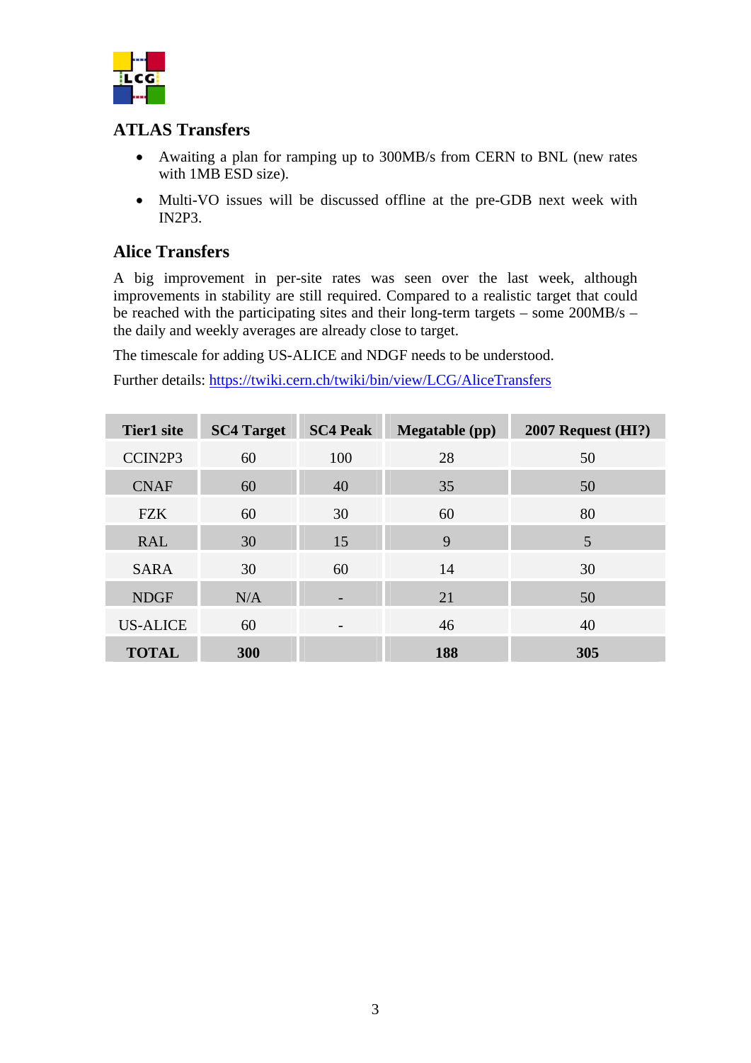## ATLAS Transfers

- Awaiting a plan for ramping up to 300MB/s from CERN to BNL (new rates with 1MB ESD size).
- Multi-VO issues will be discussed offline at the pre-GDB next week with IN2P3.

## Alice Transfers

A big improvement in per-site rates was seen over the last week, although improvements in stability are still required. Compared to a realistic target that could be reached with the participating sites and their long-term targets – some 200MB/s – the daily and weekly averages are already close to target.

The timescale for adding US-ALICE and NDGF needs to be understood.

Further details: https://twiki.cern.ch/twiki/bin/view/LCG/AliceTransfers

| Tier1 site | SC4 Target | SC4 Peak | Megatable (pp) | 2007 Request (HI?) |
|---|---|---|---|---|
| CCIN2P3 | 60 | 100 | 28 | 50 |
| CNAF | 60 | 40 | 35 | 50 |
| FZK | 60 | 30 | 60 | 80 |
| RAL | 30 | 15 | 9 | 5 |
| SARA | 30 | 60 | 14 | 30 |
| NDGF | N/A | - | 21 | 50 |
| US-ALICE | 60 | - | 46 | 40 |
| **TOTAL** | **300** | | **188** | **305** |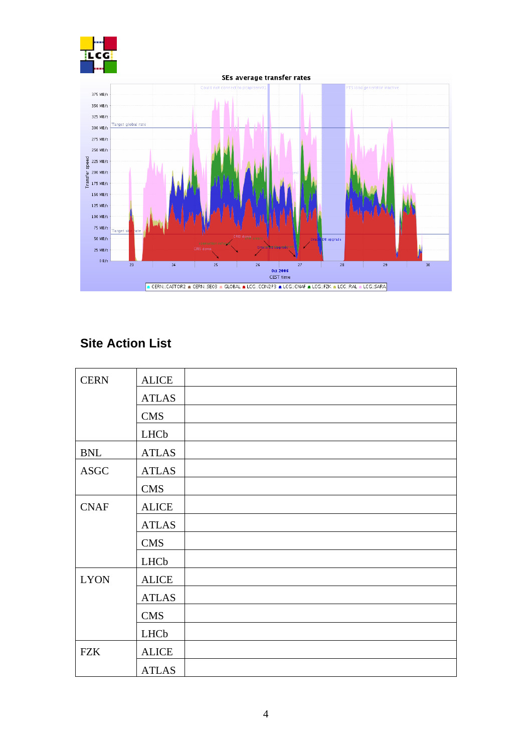## Site Action List

| | | |
|---|---|---|
| CERN | ALICE | |
| | ATLAS | |
| | CMS | |
| | LHCb | |
| BNL | ATLAS | |
| ASGC | ATLAS | |
| | CMS | |
| CNAF | ALICE | |
| | ATLAS | |
| | CMS | |
| | LHCb | |
| LYON | ALICE | |
| | ATLAS | |
| | CMS | |
| | LHCb | |
| FZK | ALICE | |
| | ATLAS | |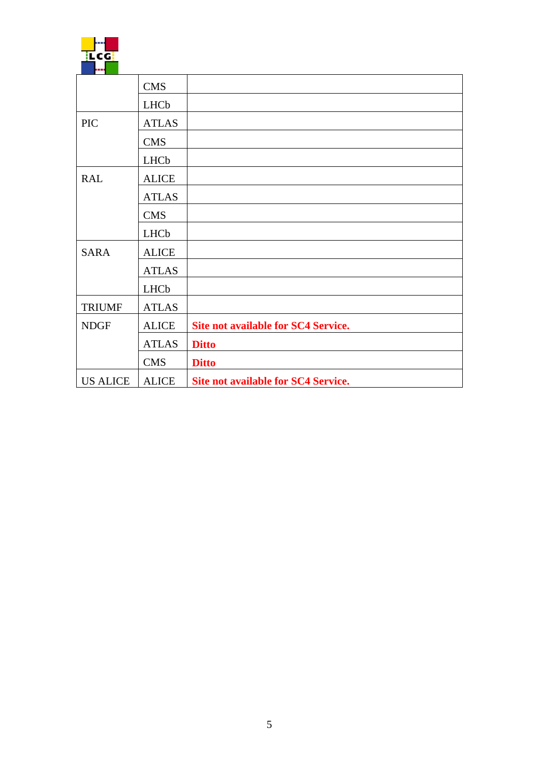| | | |
|---|---|---|
| | CMS | |
| | LHCb | |
| PIC | ATLAS | |
| | CMS | |
| | LHCb | |
| RAL | ALICE | |
| | ATLAS | |
| | CMS | |
| | LHCb | |
| SARA | ALICE | |
| | ATLAS | |
| | LHCb | |
| TRIUMF | ATLAS | |
| NDGF | ALICE | **Site not available for SC4 Service.** |
| | ATLAS | **Ditto** |
| | CMS | **Ditto** |
| US ALICE | ALICE | **Site not available for SC4 Service.** |